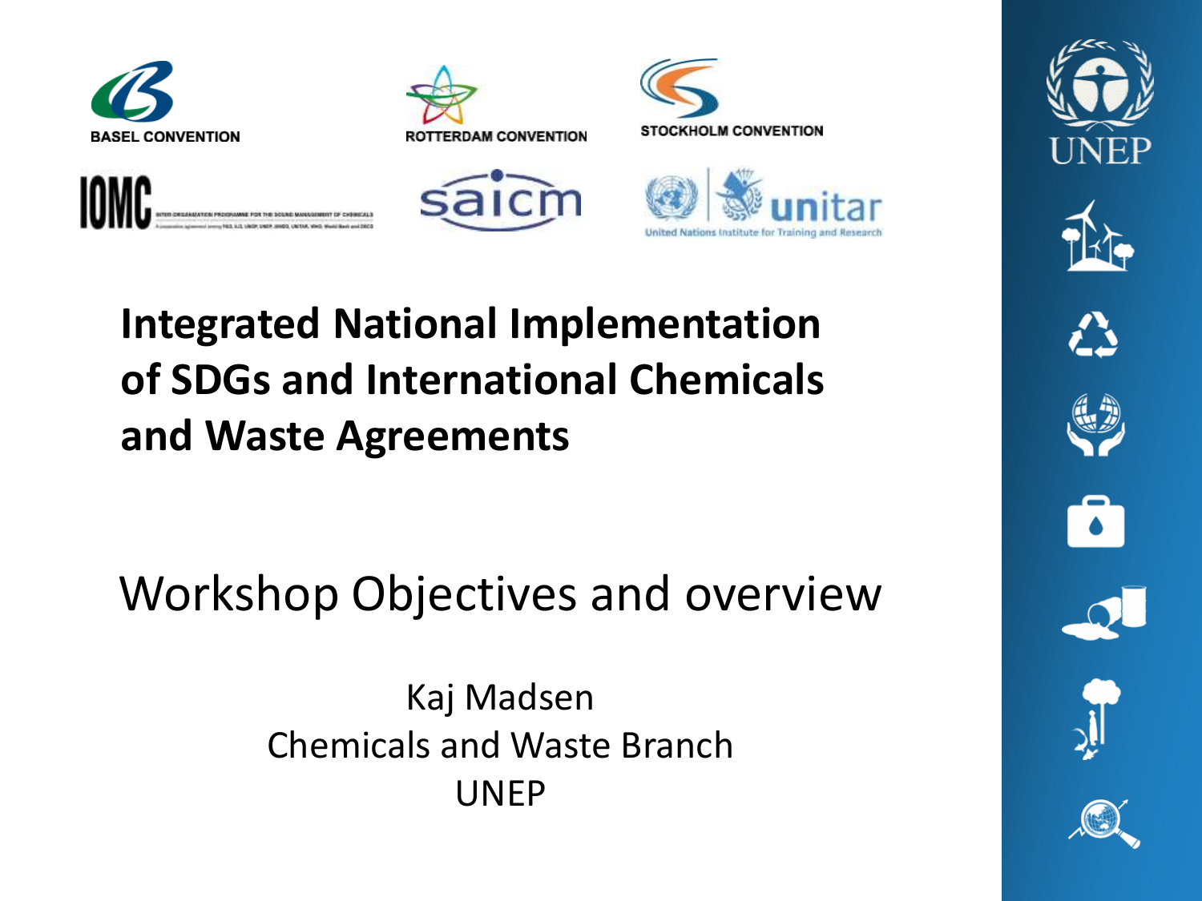BASEL CONVENTION

ROTTERDAM CONVENTION

STOCKHOLM CONVENTION

IOMC

saicm

unitar

United Nations Institute for Training and Research

UNEP

# Integrated National Implementation of SDGs and International Chemicals and Waste Agreements

## Workshop Objectives and overview

Kaj Madsen
Chemicals and Waste Branch
UNEP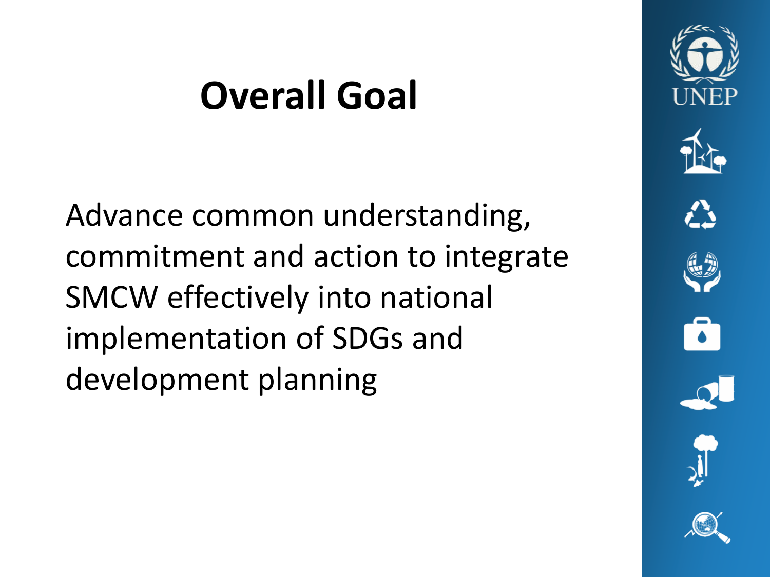# Overall Goal

Advance common understanding, commitment and action to integrate SMCW effectively into national implementation of SDGs and development planning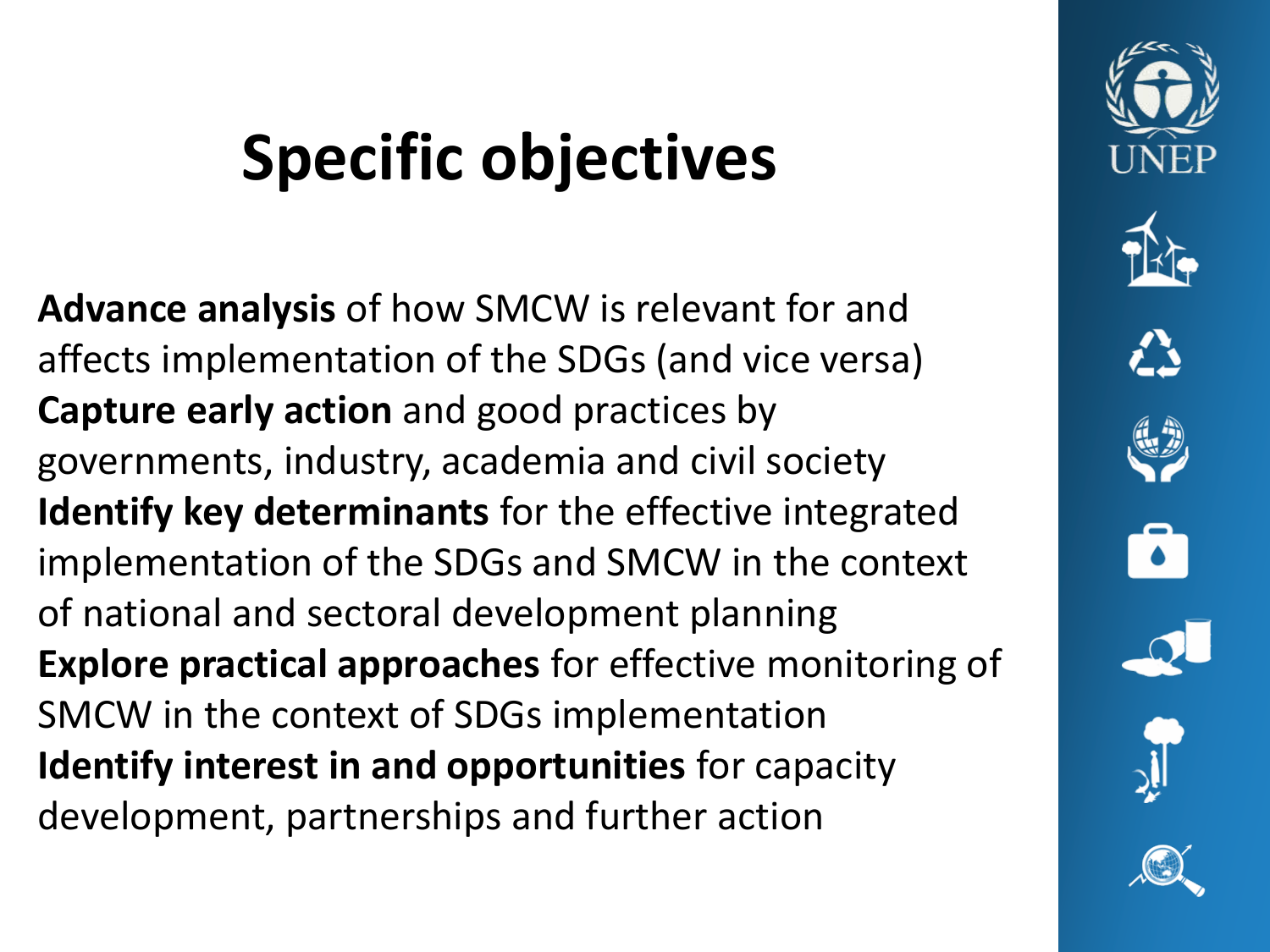# Specific objectives

**Advance analysis** of how SMCW is relevant for and affects implementation of the SDGs (and vice versa)

**Capture early action** and good practices by governments, industry, academia and civil society

**Identify key determinants** for the effective integrated implementation of the SDGs and SMCW in the context of national and sectoral development planning

**Explore practical approaches** for effective monitoring of SMCW in the context of SDGs implementation

**Identify interest in and opportunities** for capacity development, partnerships and further action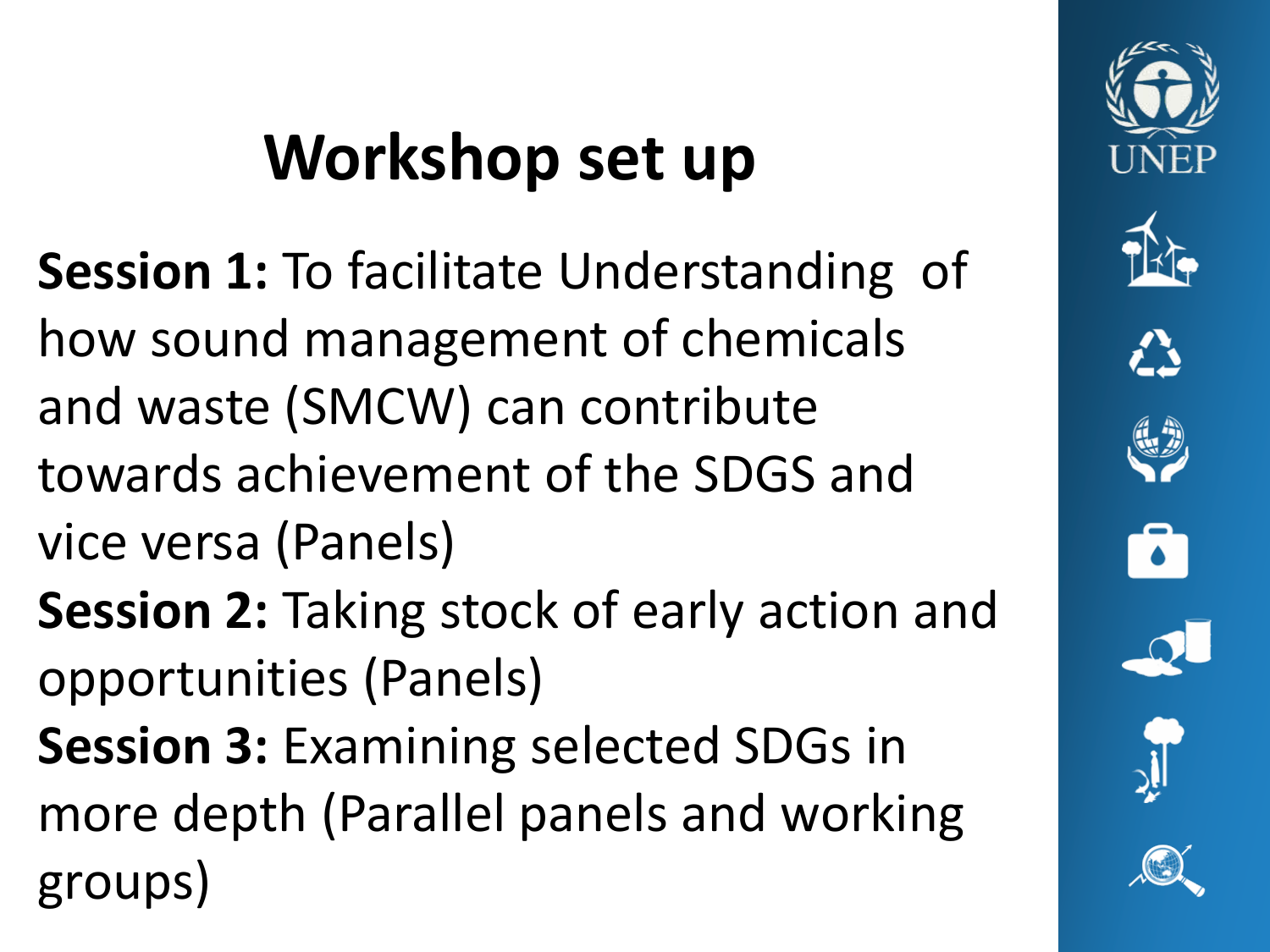# Workshop set up

**Session 1:** To facilitate Understanding of how sound management of chemicals and waste (SMCW) can contribute towards achievement of the SDGS and vice versa (Panels)

**Session 2:** Taking stock of early action and opportunities (Panels)

**Session 3:** Examining selected SDGs in more depth (Parallel panels and working groups)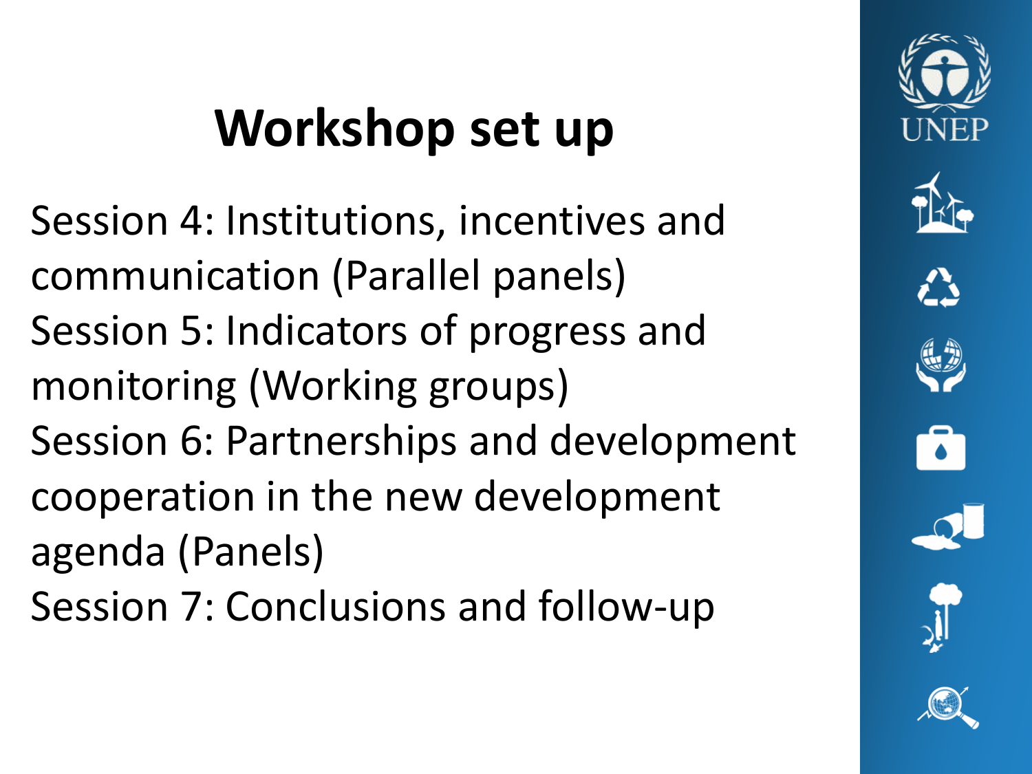# Workshop set up

Session 4: Institutions, incentives and communication (Parallel panels)
Session 5: Indicators of progress and monitoring (Working groups)
Session 6: Partnerships and development cooperation in the new development agenda (Panels)
Session 7: Conclusions and follow-up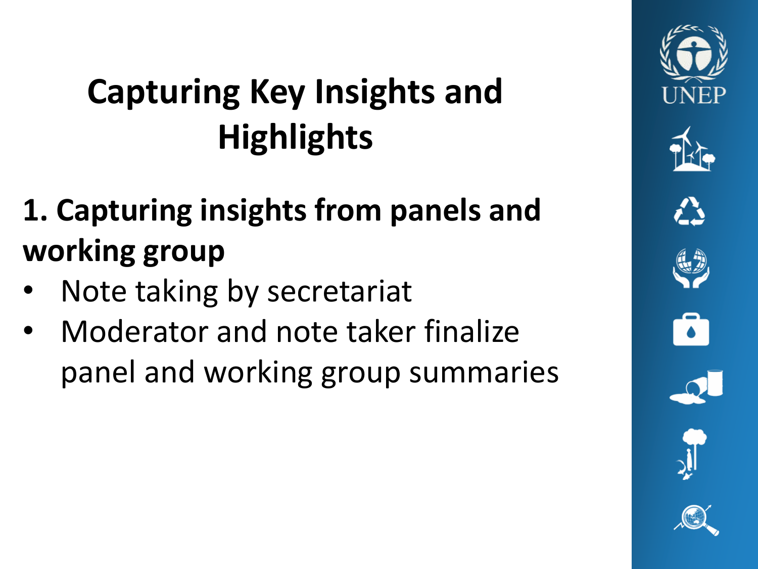# Capturing Key Insights and Highlights

**1. Capturing insights from panels and working group**

- Note taking by secretariat
- Moderator and note taker finalize panel and working group summaries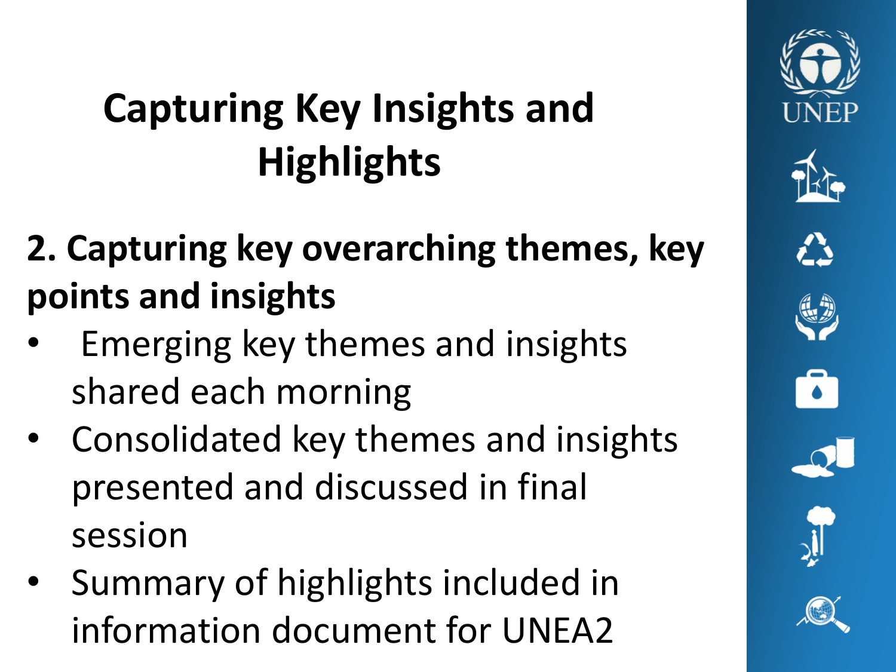# Capturing Key Insights and Highlights

## 2. Capturing key overarching themes, key points and insights

- Emerging key themes and insights shared each morning
- Consolidated key themes and insights presented and discussed in final session
- Summary of highlights included in information document for UNEA2